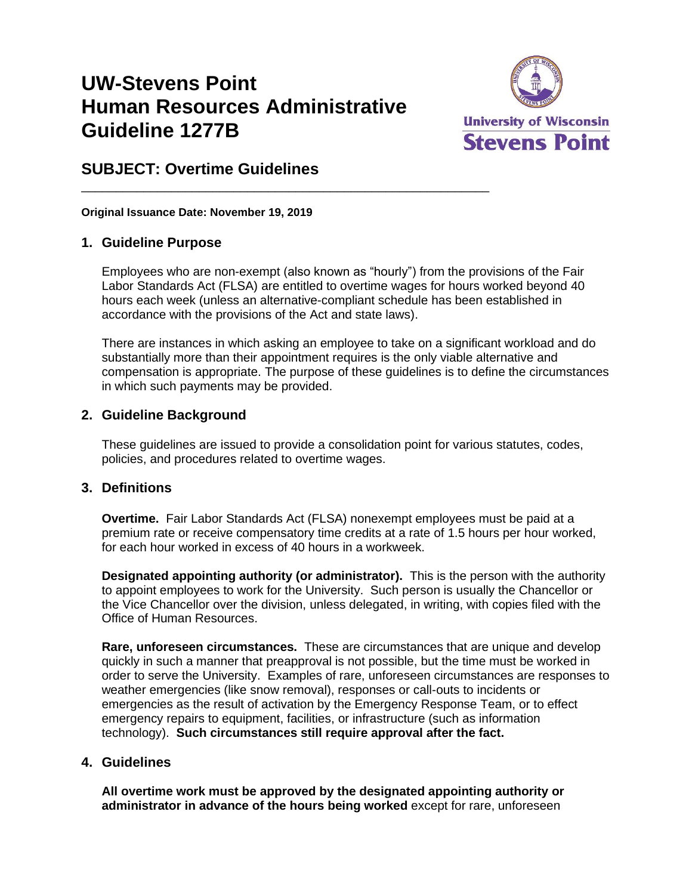# UW-Stevens Point Human Resources Administrative Guideline 1277B

## SUBJECT: Overtime Guidelines

**Original Issuance Date: November 19, 2019**

## 1. Guideline Purpose

Employees who are non-exempt (also known as "hourly") from the provisions of the Fair Labor Standards Act (FLSA) are entitled to overtime wages for hours worked beyond 40 hours each week (unless an alternative-compliant schedule has been established in accordance with the provisions of the Act and state laws).

There are instances in which asking an employee to take on a significant workload and do substantially more than their appointment requires is the only viable alternative and compensation is appropriate. The purpose of these guidelines is to define the circumstances in which such payments may be provided.

## 2. Guideline Background

These guidelines are issued to provide a consolidation point for various statutes, codes, policies, and procedures related to overtime wages.

## 3. Definitions

**Overtime.** Fair Labor Standards Act (FLSA) nonexempt employees must be paid at a premium rate or receive compensatory time credits at a rate of 1.5 hours per hour worked, for each hour worked in excess of 40 hours in a workweek.

**Designated appointing authority (or administrator).** This is the person with the authority to appoint employees to work for the University. Such person is usually the Chancellor or the Vice Chancellor over the division, unless delegated, in writing, with copies filed with the Office of Human Resources.

**Rare, unforeseen circumstances.** These are circumstances that are unique and develop quickly in such a manner that preapproval is not possible, but the time must be worked in order to serve the University. Examples of rare, unforeseen circumstances are responses to weather emergencies (like snow removal), responses or call-outs to incidents or emergencies as the result of activation by the Emergency Response Team, or to effect emergency repairs to equipment, facilities, or infrastructure (such as information technology). **Such circumstances still require approval after the fact.**

## 4. Guidelines

**All overtime work must be approved by the designated appointing authority or administrator in advance of the hours being worked** except for rare, unforeseen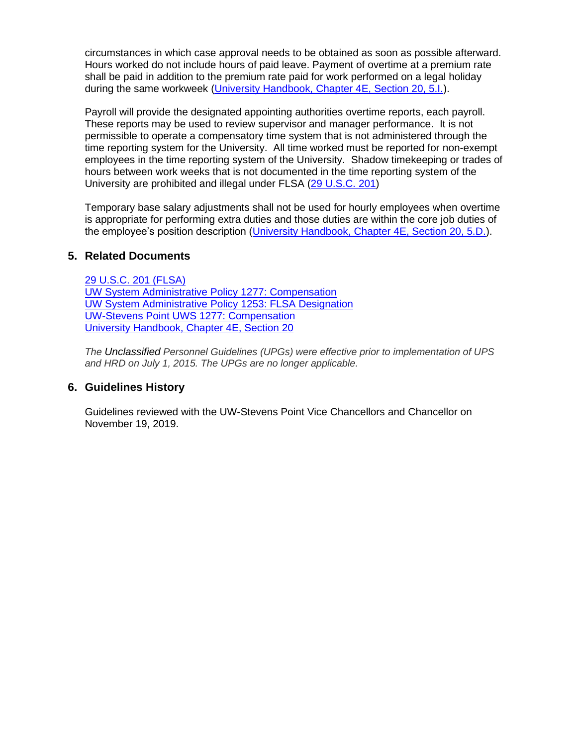circumstances in which case approval needs to be obtained as soon as possible afterward. Hours worked do not include hours of paid leave. Payment of overtime at a premium rate shall be paid in addition to the premium rate paid for work performed on a legal holiday during the same workweek (University Handbook, Chapter 4E, Section 20, 5.I.).

Payroll will provide the designated appointing authorities overtime reports, each payroll. These reports may be used to review supervisor and manager performance. It is not permissible to operate a compensatory time system that is not administered through the time reporting system for the University. All time worked must be reported for non-exempt employees in the time reporting system of the University. Shadow timekeeping or trades of hours between work weeks that is not documented in the time reporting system of the University are prohibited and illegal under FLSA (29 U.S.C. 201)

Temporary base salary adjustments shall not be used for hourly employees when overtime is appropriate for performing extra duties and those duties are within the core job duties of the employee's position description (University Handbook, Chapter 4E, Section 20, 5.D.).

## 5. Related Documents

29 U.S.C. 201 (FLSA)
UW System Administrative Policy 1277: Compensation
UW System Administrative Policy 1253: FLSA Designation
UW-Stevens Point UWS 1277: Compensation
University Handbook, Chapter 4E, Section 20

*The Unclassified Personnel Guidelines (UPGs) were effective prior to implementation of UPS and HRD on July 1, 2015. The UPGs are no longer applicable.*

## 6. Guidelines History

Guidelines reviewed with the UW-Stevens Point Vice Chancellors and Chancellor on November 19, 2019.